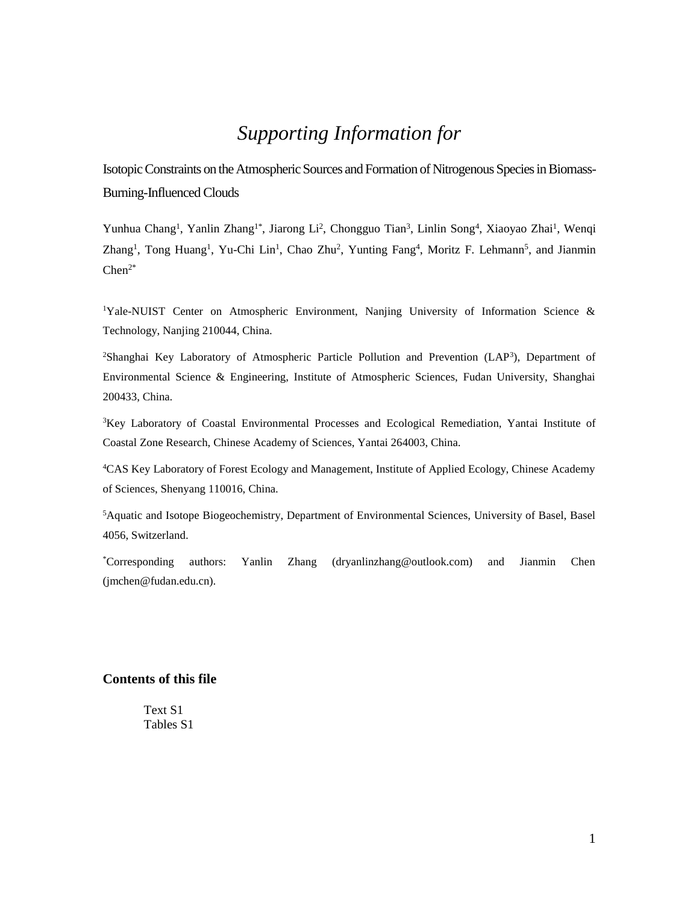# *Supporting Information for*

Isotopic Constraints on the Atmospheric Sources and Formation of Nitrogenous Species in Biomass-Burning-Influenced Clouds

Yunhua Chang[1], Yanlin Zhang[1*], Jiarong Li[2], Chongguo Tian[3], Linlin Song[4], Xiaoyao Zhai[1], Wenqi Zhang[1], Tong Huang[1], Yu-Chi Lin[1], Chao Zhu[2], Yunting Fang[4], Moritz F. Lehmann[5], and Jianmin Chen[2*]

[1]Yale-NUIST Center on Atmospheric Environment, Nanjing University of Information Science & Technology, Nanjing 210044, China.

[2]Shanghai Key Laboratory of Atmospheric Particle Pollution and Prevention (LAP[3]), Department of Environmental Science & Engineering, Institute of Atmospheric Sciences, Fudan University, Shanghai 200433, China.

[3]Key Laboratory of Coastal Environmental Processes and Ecological Remediation, Yantai Institute of Coastal Zone Research, Chinese Academy of Sciences, Yantai 264003, China.

[4]CAS Key Laboratory of Forest Ecology and Management, Institute of Applied Ecology, Chinese Academy of Sciences, Shenyang 110016, China.

[5]Aquatic and Isotope Biogeochemistry, Department of Environmental Sciences, University of Basel, Basel 4056, Switzerland.

[*]Corresponding authors: Yanlin Zhang (dryanlinzhang@outlook.com) and Jianmin Chen (jmchen@fudan.edu.cn).

## Contents of this file

Text S1
Tables S1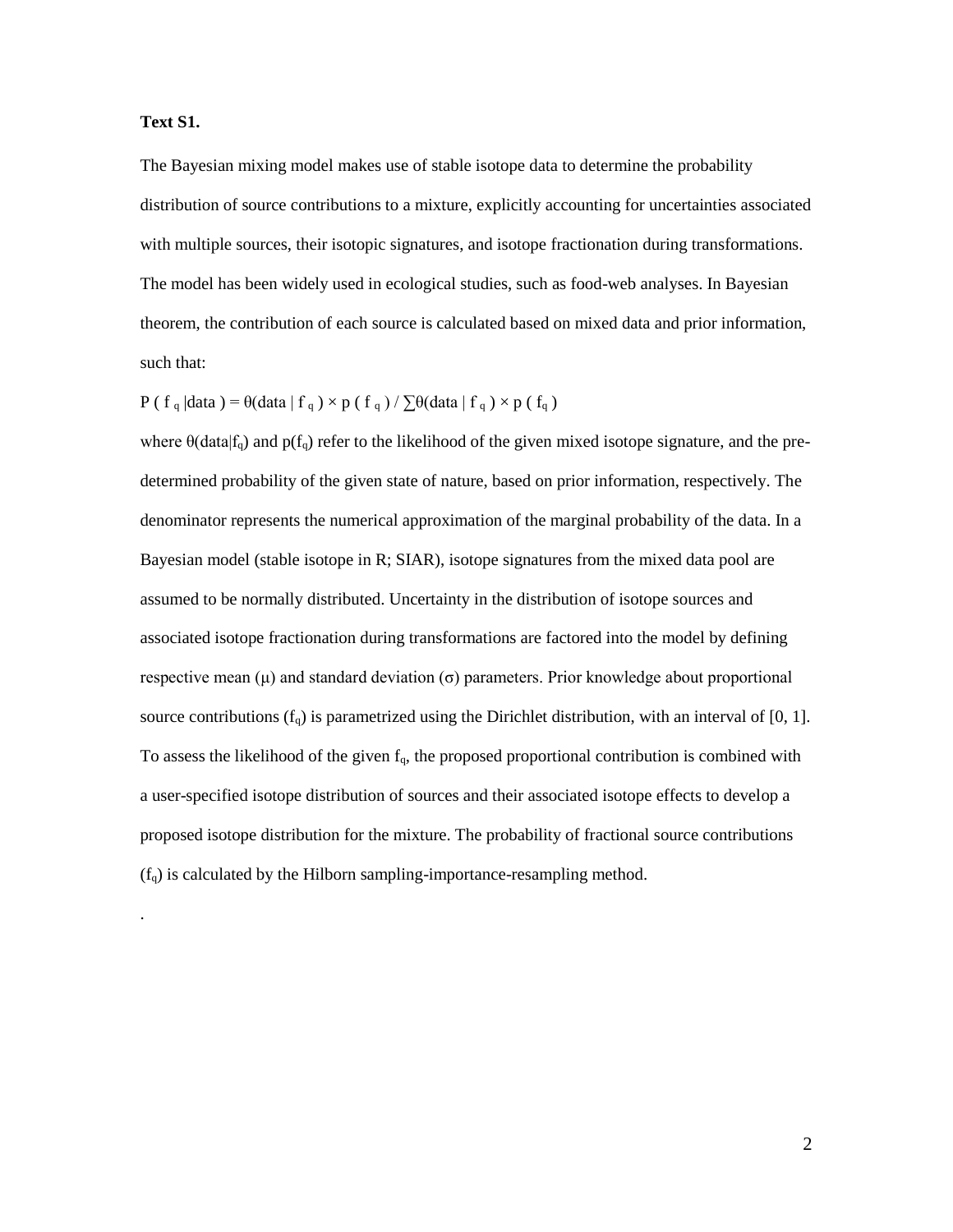**Text S1.**

The Bayesian mixing model makes use of stable isotope data to determine the probability distribution of source contributions to a mixture, explicitly accounting for uncertainties associated with multiple sources, their isotopic signatures, and isotope fractionation during transformations. The model has been widely used in ecological studies, such as food-web analyses. In Bayesian theorem, the contribution of each source is calculated based on mixed data and prior information, such that:

$$P(f_q | \text{data}) = \theta(\text{data} | f_q) \times p(f_q) / \sum \theta(\text{data} | f_q) \times p(f_q)$$

where $\theta(\text{data}|f_q)$ and $p(f_q)$ refer to the likelihood of the given mixed isotope signature, and the pre-determined probability of the given state of nature, based on prior information, respectively. The denominator represents the numerical approximation of the marginal probability of the data. In a Bayesian model (stable isotope in R; SIAR), isotope signatures from the mixed data pool are assumed to be normally distributed. Uncertainty in the distribution of isotope sources and associated isotope fractionation during transformations are factored into the model by defining respective mean ($\mu$) and standard deviation ($\sigma$) parameters. Prior knowledge about proportional source contributions ($f_q$) is parametrized using the Dirichlet distribution, with an interval of [0, 1]. To assess the likelihood of the given $f_q$, the proposed proportional contribution is combined with a user-specified isotope distribution of sources and their associated isotope effects to develop a proposed isotope distribution for the mixture. The probability of fractional source contributions ($f_q$) is calculated by the Hilborn sampling-importance-resampling method.

.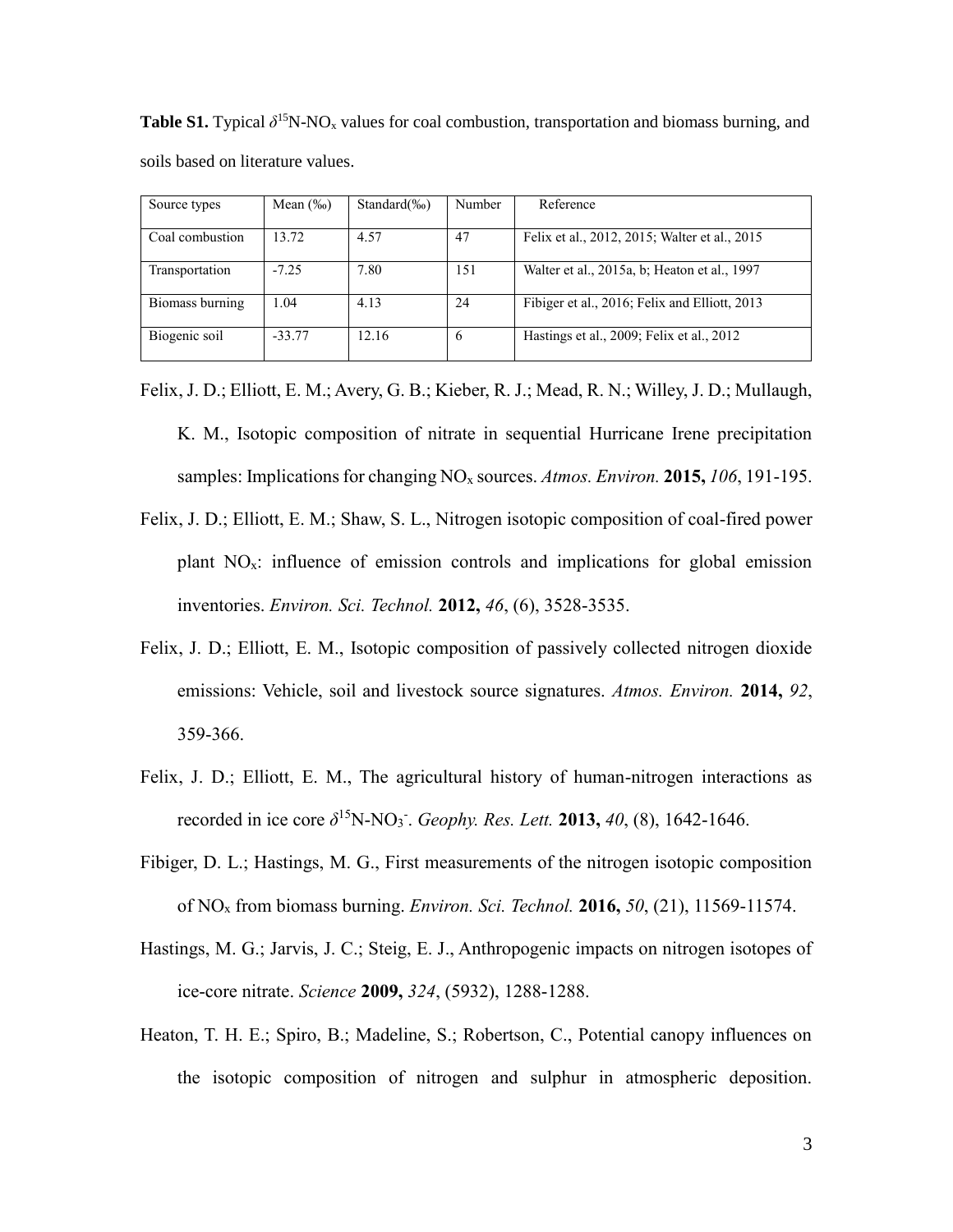**Table S1.** Typical $\delta^{15}N$-$NO_x$ values for coal combustion, transportation and biomass burning, and soils based on literature values.

| Source types | Mean (‰) | Standard(‰) | Number | Reference |
| --- | --- | --- | --- | --- |
| Coal combustion | 13.72 | 4.57 | 47 | Felix et al., 2012, 2015; Walter et al., 2015 |
| Transportation | -7.25 | 7.80 | 151 | Walter et al., 2015a, b; Heaton et al., 1997 |
| Biomass burning | 1.04 | 4.13 | 24 | Fibiger et al., 2016; Felix and Elliott, 2013 |
| Biogenic soil | -33.77 | 12.16 | 6 | Hastings et al., 2009; Felix et al., 2012 |

Felix, J. D.; Elliott, E. M.; Avery, G. B.; Kieber, R. J.; Mead, R. N.; Willey, J. D.; Mullaugh, K. M., Isotopic composition of nitrate in sequential Hurricane Irene precipitation samples: Implications for changing $NO_x$ sources. *Atmos. Environ.* **2015,** *106*, 191-195.

Felix, J. D.; Elliott, E. M.; Shaw, S. L., Nitrogen isotopic composition of coal-fired power plant $NO_x$: influence of emission controls and implications for global emission inventories. *Environ. Sci. Technol.* **2012,** *46*, (6), 3528-3535.

Felix, J. D.; Elliott, E. M., Isotopic composition of passively collected nitrogen dioxide emissions: Vehicle, soil and livestock source signatures. *Atmos. Environ.* **2014,** *92*, 359-366.

Felix, J. D.; Elliott, E. M., The agricultural history of human-nitrogen interactions as recorded in ice core $\delta^{15}N$-$NO_3^-$. *Geophy. Res. Lett.* **2013,** *40*, (8), 1642-1646.

Fibiger, D. L.; Hastings, M. G., First measurements of the nitrogen isotopic composition of $NO_x$ from biomass burning. *Environ. Sci. Technol.* **2016,** *50*, (21), 11569-11574.

Hastings, M. G.; Jarvis, J. C.; Steig, E. J., Anthropogenic impacts on nitrogen isotopes of ice-core nitrate. *Science* **2009,** *324*, (5932), 1288-1288.

Heaton, T. H. E.; Spiro, B.; Madeline, S.; Robertson, C., Potential canopy influences on the isotopic composition of nitrogen and sulphur in atmospheric deposition.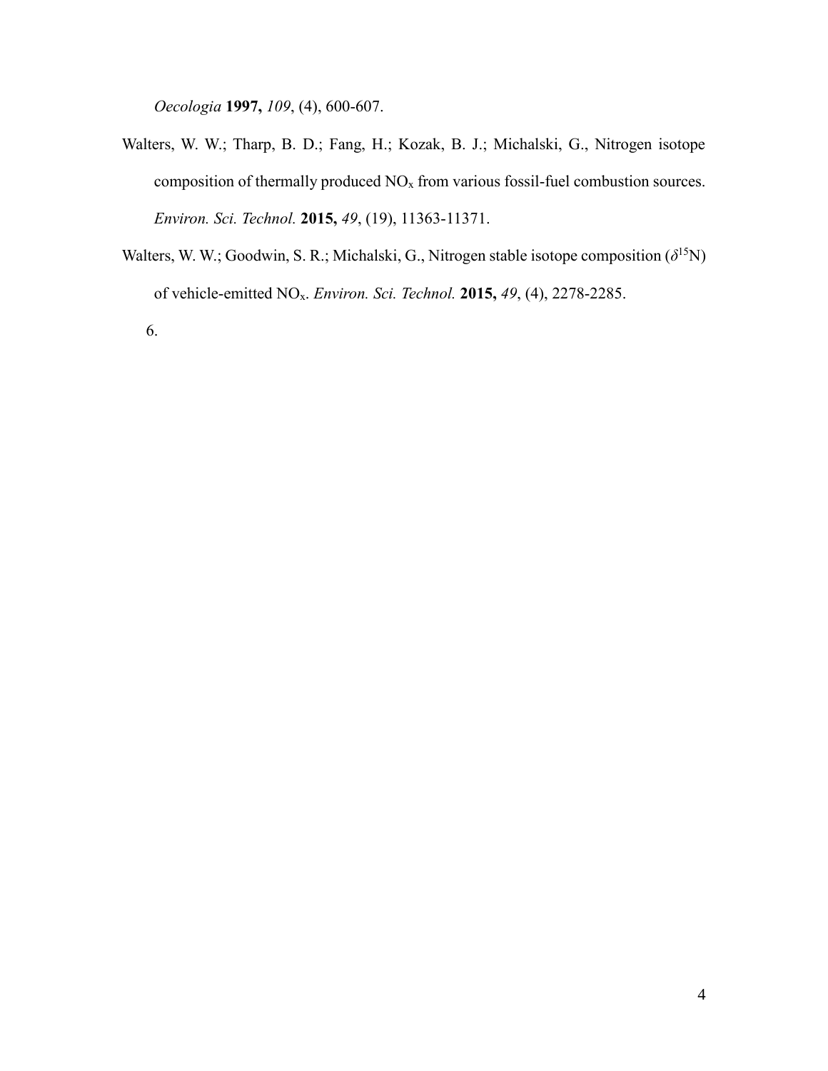*Oecologia* **1997,** *109*, (4), 600-607.

Walters, W. W.; Tharp, B. D.; Fang, H.; Kozak, B. J.; Michalski, G., Nitrogen isotope composition of thermally produced $NO_x$ from various fossil-fuel combustion sources. *Environ. Sci. Technol.* **2015,** *49*, (19), 11363-11371.

Walters, W. W.; Goodwin, S. R.; Michalski, G., Nitrogen stable isotope composition ($\delta^{15}N$) of vehicle-emitted $NO_x$. *Environ. Sci. Technol.* **2015,** *49*, (4), 2278-2285.

6.